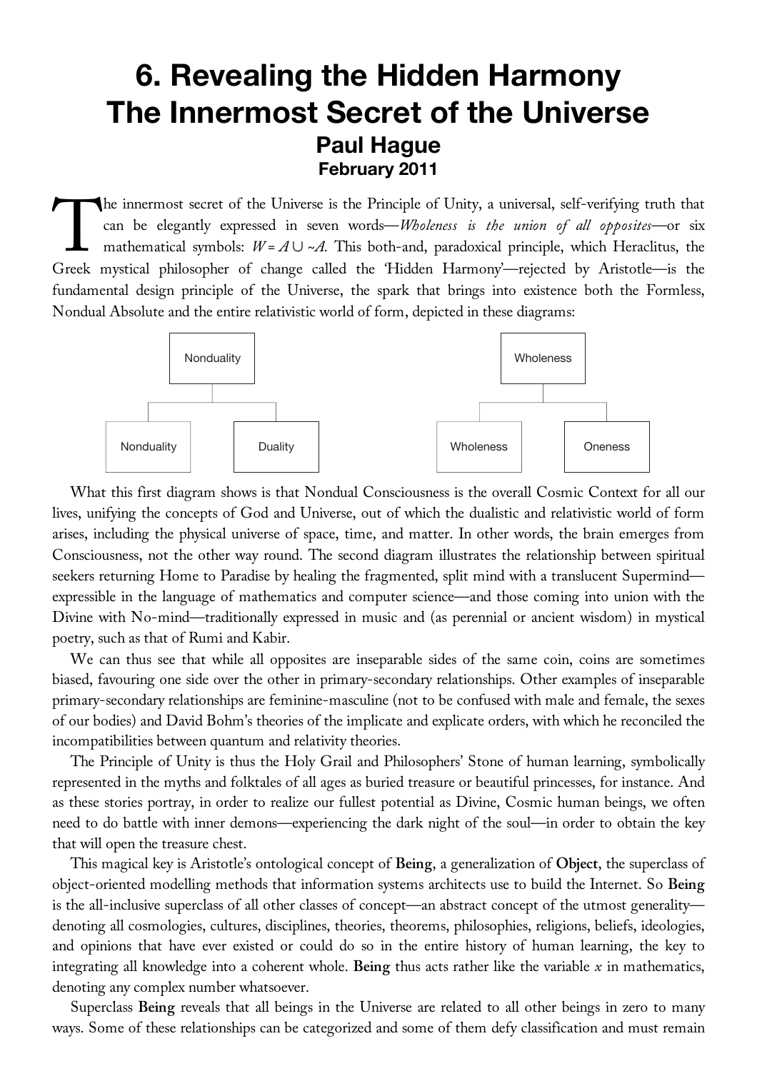# 6. Revealing the Hidden Harmony
# The Innermost Secret of the Universe
## Paul Hague
### February 2011

The innermost secret of the Universe is the Principle of Unity, a universal, self-verifying truth that can be elegantly expressed in seven words—*Wholeness is the union of all opposites*—or six mathematical symbols: $W = A \cup {\sim}A$. This both-and, paradoxical principle, which Heraclitus, the Greek mystical philosopher of change called the 'Hidden Harmony'—rejected by Aristotle—is the fundamental design principle of the Universe, the spark that brings into existence both the Formless, Nondual Absolute and the entire relativistic world of form, depicted in these diagrams:

```
        Nonduality                         Wholeness
            |                                  |
     +------+------+                    +------+------+
     |             |                    |             |
 Nonduality     Duality             Wholeness      Oneness
```

What this first diagram shows is that Nondual Consciousness is the overall Cosmic Context for all our lives, unifying the concepts of God and Universe, out of which the dualistic and relativistic world of form arises, including the physical universe of space, time, and matter. In other words, the brain emerges from Consciousness, not the other way round. The second diagram illustrates the relationship between spiritual seekers returning Home to Paradise by healing the fragmented, split mind with a translucent Supermind—expressible in the language of mathematics and computer science—and those coming into union with the Divine with No-mind—traditionally expressed in music and (as perennial or ancient wisdom) in mystical poetry, such as that of Rumi and Kabir.

We can thus see that while all opposites are inseparable sides of the same coin, coins are sometimes biased, favouring one side over the other in primary-secondary relationships. Other examples of inseparable primary-secondary relationships are feminine-masculine (not to be confused with male and female, the sexes of our bodies) and David Bohm's theories of the implicate and explicate orders, with which he reconciled the incompatibilities between quantum and relativity theories.

The Principle of Unity is thus the Holy Grail and Philosophers' Stone of human learning, symbolically represented in the myths and folktales of all ages as buried treasure or beautiful princesses, for instance. And as these stories portray, in order to realize our fullest potential as Divine, Cosmic human beings, we often need to do battle with inner demons—experiencing the dark night of the soul—in order to obtain the key that will open the treasure chest.

This magical key is Aristotle's ontological concept of **Being**, a generalization of **Object**, the superclass of object-oriented modelling methods that information systems architects use to build the Internet. So **Being** is the all-inclusive superclass of all other classes of concept—an abstract concept of the utmost generality—denoting all cosmologies, cultures, disciplines, theories, theorems, philosophies, religions, beliefs, ideologies, and opinions that have ever existed or could do so in the entire history of human learning, the key to integrating all knowledge into a coherent whole. **Being** thus acts rather like the variable $x$ in mathematics, denoting any complex number whatsoever.

Superclass **Being** reveals that all beings in the Universe are related to all other beings in zero to many ways. Some of these relationships can be categorized and some of them defy classification and must remain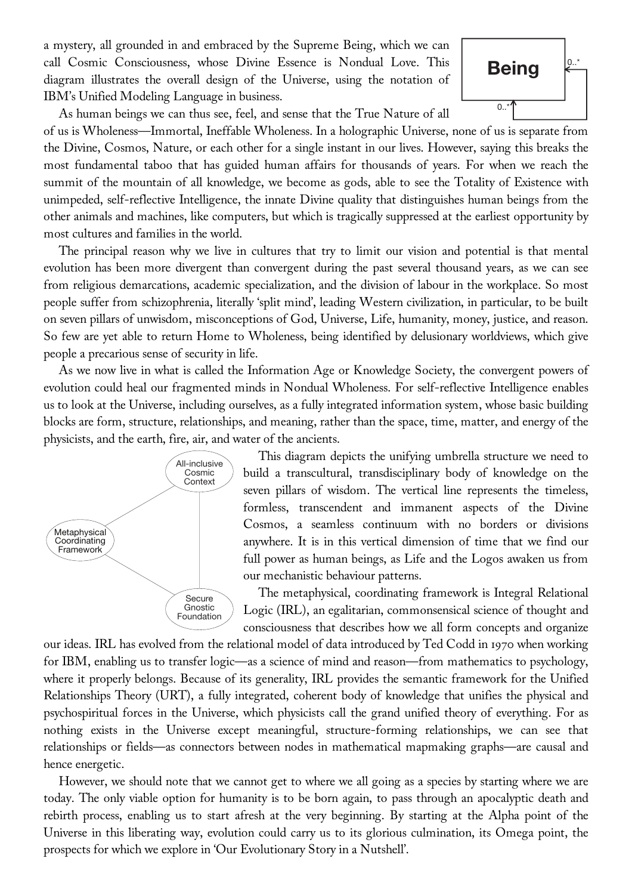a mystery, all grounded in and embraced by the Supreme Being, which we can call Cosmic Consciousness, whose Divine Essence is Nondual Love. This diagram illustrates the overall design of the Universe, using the notation of IBM's Unified Modeling Language in business.

Being

0..*

0..*

As human beings we can thus see, feel, and sense that the True Nature of all of us is Wholeness—Immortal, Ineffable Wholeness. In a holographic Universe, none of us is separate from the Divine, Cosmos, Nature, or each other for a single instant in our lives. However, saying this breaks the most fundamental taboo that has guided human affairs for thousands of years. For when we reach the summit of the mountain of all knowledge, we become as gods, able to see the Totality of Existence with unimpeded, self-reflective Intelligence, the innate Divine quality that distinguishes human beings from the other animals and machines, like computers, but which is tragically suppressed at the earliest opportunity by most cultures and families in the world.

The principal reason why we live in cultures that try to limit our vision and potential is that mental evolution has been more divergent than convergent during the past several thousand years, as we can see from religious demarcations, academic specialization, and the division of labour in the workplace. So most people suffer from schizophrenia, literally 'split mind', leading Western civilization, in particular, to be built on seven pillars of unwisdom, misconceptions of God, Universe, Life, humanity, money, justice, and reason. So few are yet able to return Home to Wholeness, being identified by delusionary worldviews, which give people a precarious sense of security in life.

As we now live in what is called the Information Age or Knowledge Society, the convergent powers of evolution could heal our fragmented minds in Nondual Wholeness. For self-reflective Intelligence enables us to look at the Universe, including ourselves, as a fully integrated information system, whose basic building blocks are form, structure, relationships, and meaning, rather than the space, time, matter, and energy of the physicists, and the earth, fire, air, and water of the ancients.

All-inclusive Cosmic Context

Metaphysical Coordinating Framework

Secure Gnostic Foundation

This diagram depicts the unifying umbrella structure we need to build a transcultural, transdisciplinary body of knowledge on the seven pillars of wisdom. The vertical line represents the timeless, formless, transcendent and immanent aspects of the Divine Cosmos, a seamless continuum with no borders or divisions anywhere. It is in this vertical dimension of time that we find our full power as human beings, as Life and the Logos awaken us from our mechanistic behaviour patterns.

The metaphysical, coordinating framework is Integral Relational Logic (IRL), an egalitarian, commonsensical science of thought and consciousness that describes how we all form concepts and organize our ideas. IRL has evolved from the relational model of data introduced by Ted Codd in 1970 when working for IBM, enabling us to transfer logic—as a science of mind and reason—from mathematics to psychology, where it properly belongs. Because of its generality, IRL provides the semantic framework for the Unified Relationships Theory (URT), a fully integrated, coherent body of knowledge that unifies the physical and psychospiritual forces in the Universe, which physicists call the grand unified theory of everything. For as nothing exists in the Universe except meaningful, structure-forming relationships, we can see that relationships or fields—as connectors between nodes in mathematical mapmaking graphs—are causal and hence energetic.

However, we should note that we cannot get to where we all going as a species by starting where we are today. The only viable option for humanity is to be born again, to pass through an apocalyptic death and rebirth process, enabling us to start afresh at the very beginning. By starting at the Alpha point of the Universe in this liberating way, evolution could carry us to its glorious culmination, its Omega point, the prospects for which we explore in 'Our Evolutionary Story in a Nutshell'.